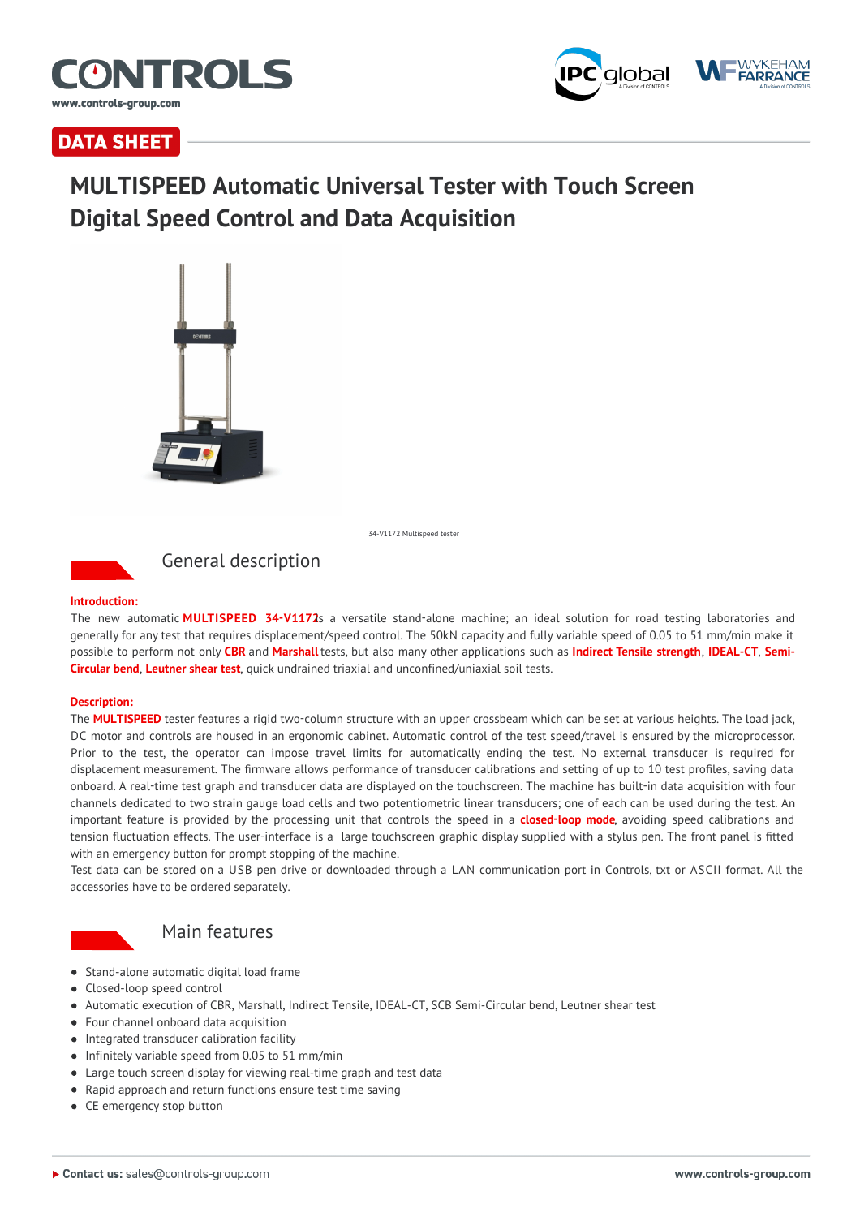**DATA SHEET**

# MULTISPEED Automatic Universal Tester with Touch Screen Digital Speed Control and Data Acquisition

34-V1172 Multispeed tester

## General description

**Introduction:**

The new automatic **MULTISPEED 34-V1172**is a versatile stand-alone machine; an ideal solution for road testing laboratories and generally for any test that requires displacement/speed control. The 50kN capacity and fully variable speed of 0.05 to 51 mm/min make it possible to perform not only **CBR** and **Marshall** tests, but also many other applications such as **Indirect Tensile strength**, **IDEAL-CT**, **Semi-Circular bend**, **Leutner shear test**, quick undrained triaxial and unconfined/uniaxial soil tests.

**Description:**

The **MULTISPEED** tester features a rigid two-column structure with an upper crossbeam which can be set at various heights. The load jack, DC motor and controls are housed in an ergonomic cabinet. Automatic control of the test speed/travel is ensured by the microprocessor. Prior to the test, the operator can impose travel limits for automatically ending the test. No external transducer is required for displacement measurement. The firmware allows performance of transducer calibrations and setting of up to 10 test profiles, saving data onboard. A real-time test graph and transducer data are displayed on the touchscreen. The machine has built-in data acquisition with four channels dedicated to two strain gauge load cells and two potentiometric linear transducers; one of each can be used during the test. An important feature is provided by the processing unit that controls the speed in a **closed-loop mode**, avoiding speed calibrations and tension fluctuation effects. The user-interface is a large touchscreen graphic display supplied with a stylus pen. The front panel is fitted with an emergency button for prompt stopping of the machine.

Test data can be stored on a USB pen drive or downloaded through a LAN communication port in Controls, txt or ASCII format. All the accessories have to be ordered separately.

## Main features

- Stand-alone automatic digital load frame
- Closed-loop speed control
- Automatic execution of CBR, Marshall, Indirect Tensile, IDEAL-CT, SCB Semi-Circular bend, Leutner shear test
- Four channel onboard data acquisition
- Integrated transducer calibration facility
- Infinitely variable speed from 0.05 to 51 mm/min
- Large touch screen display for viewing real-time graph and test data
- Rapid approach and return functions ensure test time saving
- CE emergency stop button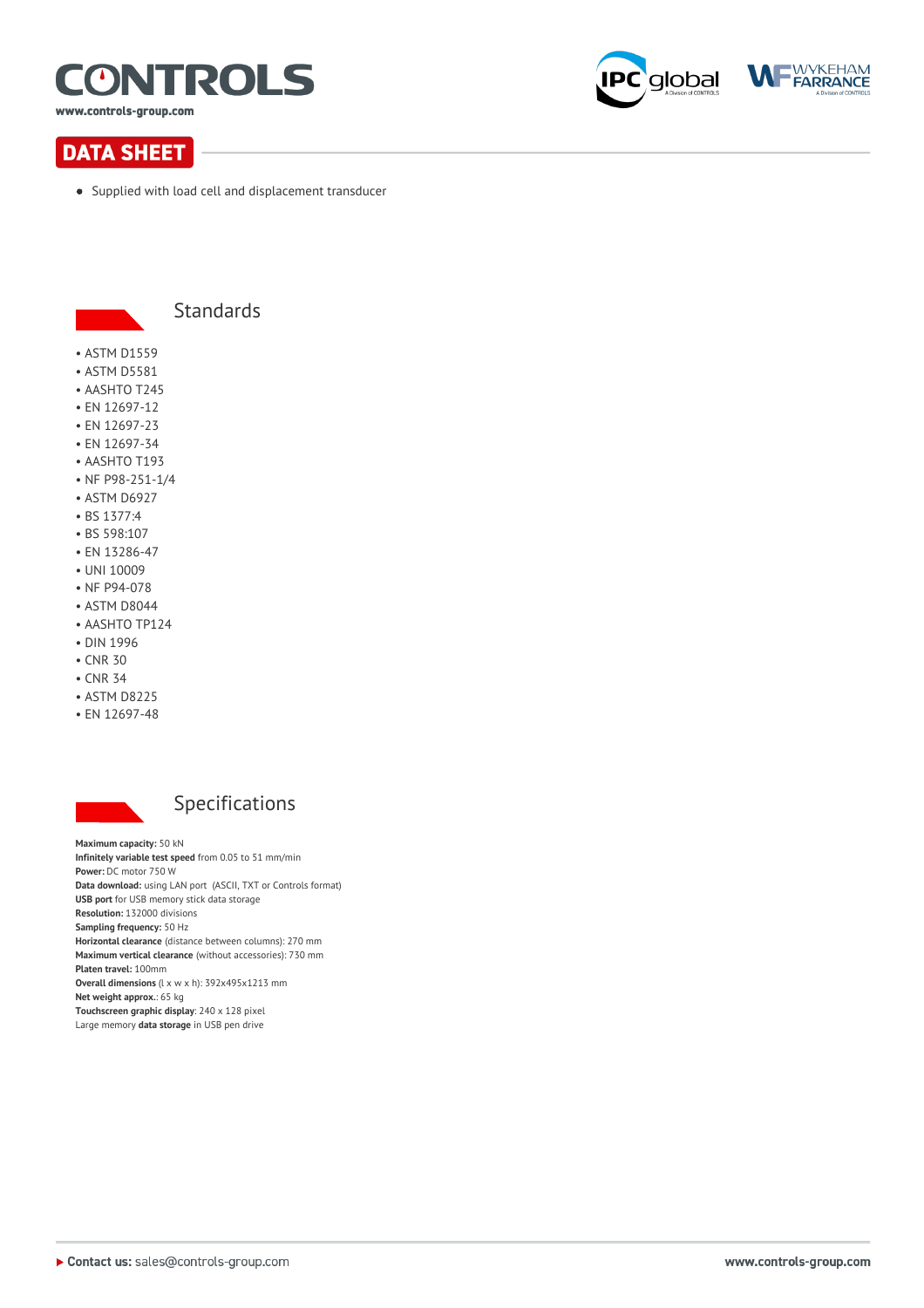- Supplied with load cell and displacement transducer

## Standards

- ASTM D1559
- ASTM D5581
- AASHTO T245
- EN 12697-12
- EN 12697-23
- EN 12697-34
- AASHTO T193
- NF P98-251-1/4
- ASTM D6927
- BS 1377:4
- BS 598:107
- EN 13286-47
- UNI 10009
- NF P94-078
- ASTM D8044
- AASHTO TP124
- DIN 1996
- CNR 30
- CNR 34
- ASTM D8225
- EN 12697-48

## Specifications

**Maximum capacity:** 50 kN
**Infinitely variable test speed** from 0.05 to 51 mm/min
**Power:** DC motor 750 W
**Data download:** using LAN port (ASCII, TXT or Controls format)
**USB port** for USB memory stick data storage
**Resolution:** 132000 divisions
**Sampling frequency:** 50 Hz
**Horizontal clearance** (distance between columns): 270 mm
**Maximum vertical clearance** (without accessories): 730 mm
**Platen travel:** 100mm
**Overall dimensions** (l x w x h): 392x495x1213 mm
**Net weight approx.**: 65 kg
**Touchscreen graphic display**: 240 x 128 pixel
Large memory **data storage** in USB pen drive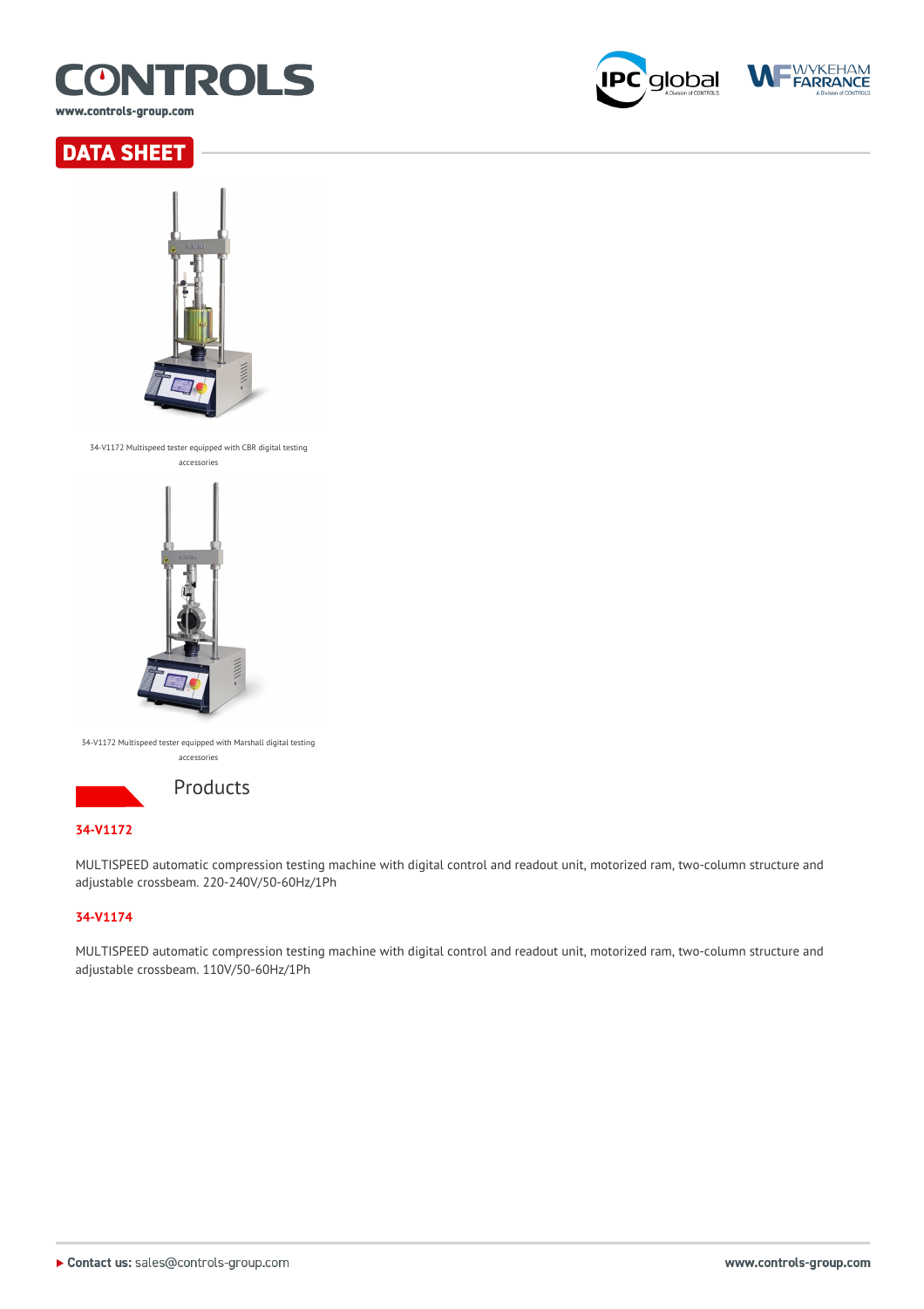# DATA SHEET

34-V1172 Multispeed tester equipped with CBR digital testing accessories

34-V1172 Multispeed tester equipped with Marshall digital testing accessories

## Products

**34-V1172**

MULTISPEED automatic compression testing machine with digital control and readout unit, motorized ram, two-column structure and adjustable crossbeam. 220-240V/50-60Hz/1Ph

**34-V1174**

MULTISPEED automatic compression testing machine with digital control and readout unit, motorized ram, two-column structure and adjustable crossbeam. 110V/50-60Hz/1Ph